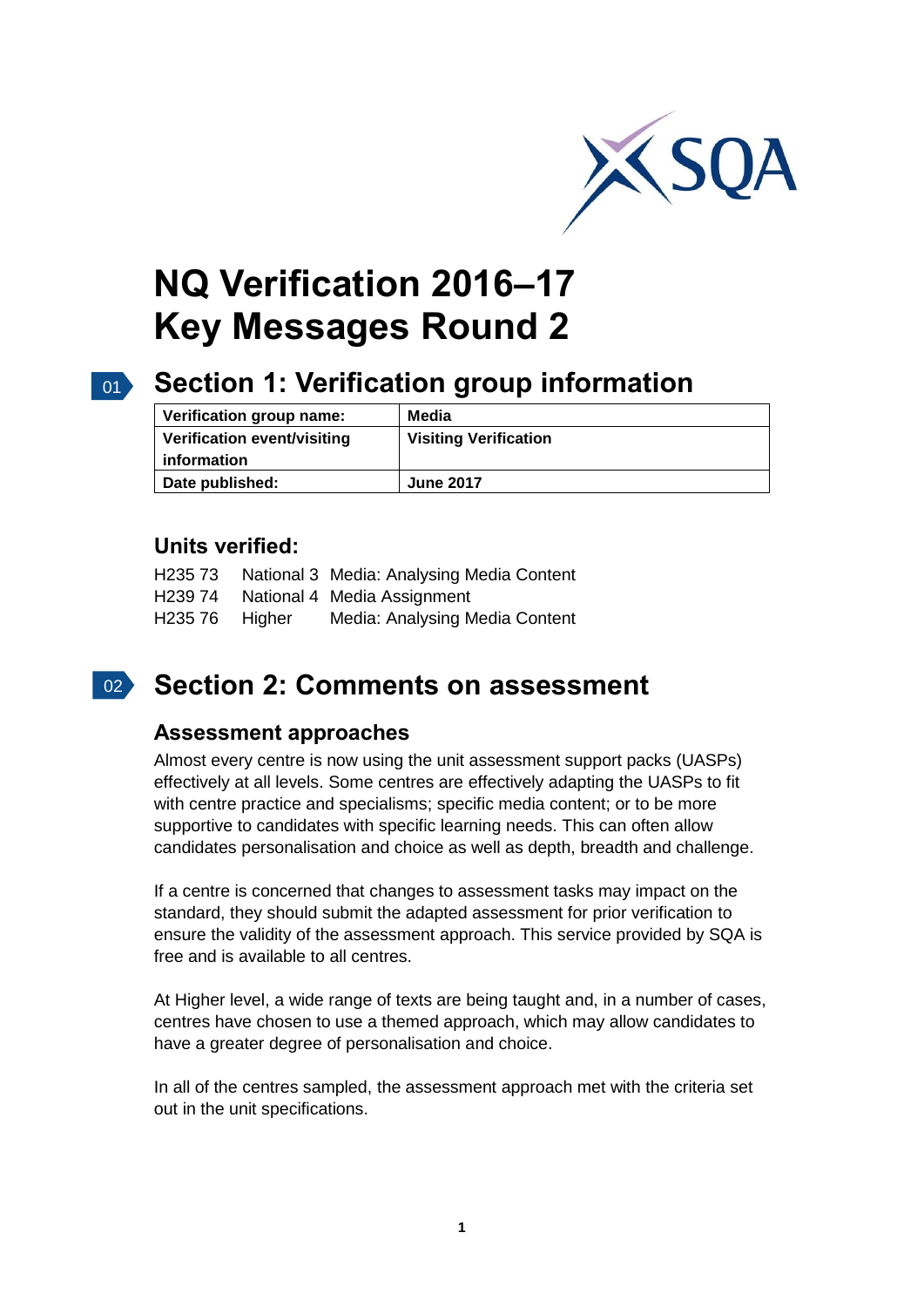# NQ Verification 2016–17 Key Messages Round 2

## Section 1: Verification group information

| | |
|---|---|
| **Verification group name:** | **Media** |
| **Verification event/visiting information** | **Visiting Verification** |
| **Date published:** | **June 2017** |

### Units verified:

| | | |
|---|---|---|
| H235 73 | National 3 | Media: Analysing Media Content |
| H239 74 | National 4 | Media Assignment |
| H235 76 | Higher | Media: Analysing Media Content |

## Section 2: Comments on assessment

### Assessment approaches

Almost every centre is now using the unit assessment support packs (UASPs) effectively at all levels. Some centres are effectively adapting the UASPs to fit with centre practice and specialisms; specific media content; or to be more supportive to candidates with specific learning needs. This can often allow candidates personalisation and choice as well as depth, breadth and challenge.

If a centre is concerned that changes to assessment tasks may impact on the standard, they should submit the adapted assessment for prior verification to ensure the validity of the assessment approach. This service provided by SQA is free and is available to all centres.

At Higher level, a wide range of texts are being taught and, in a number of cases, centres have chosen to use a themed approach, which may allow candidates to have a greater degree of personalisation and choice.

In all of the centres sampled, the assessment approach met with the criteria set out in the unit specifications.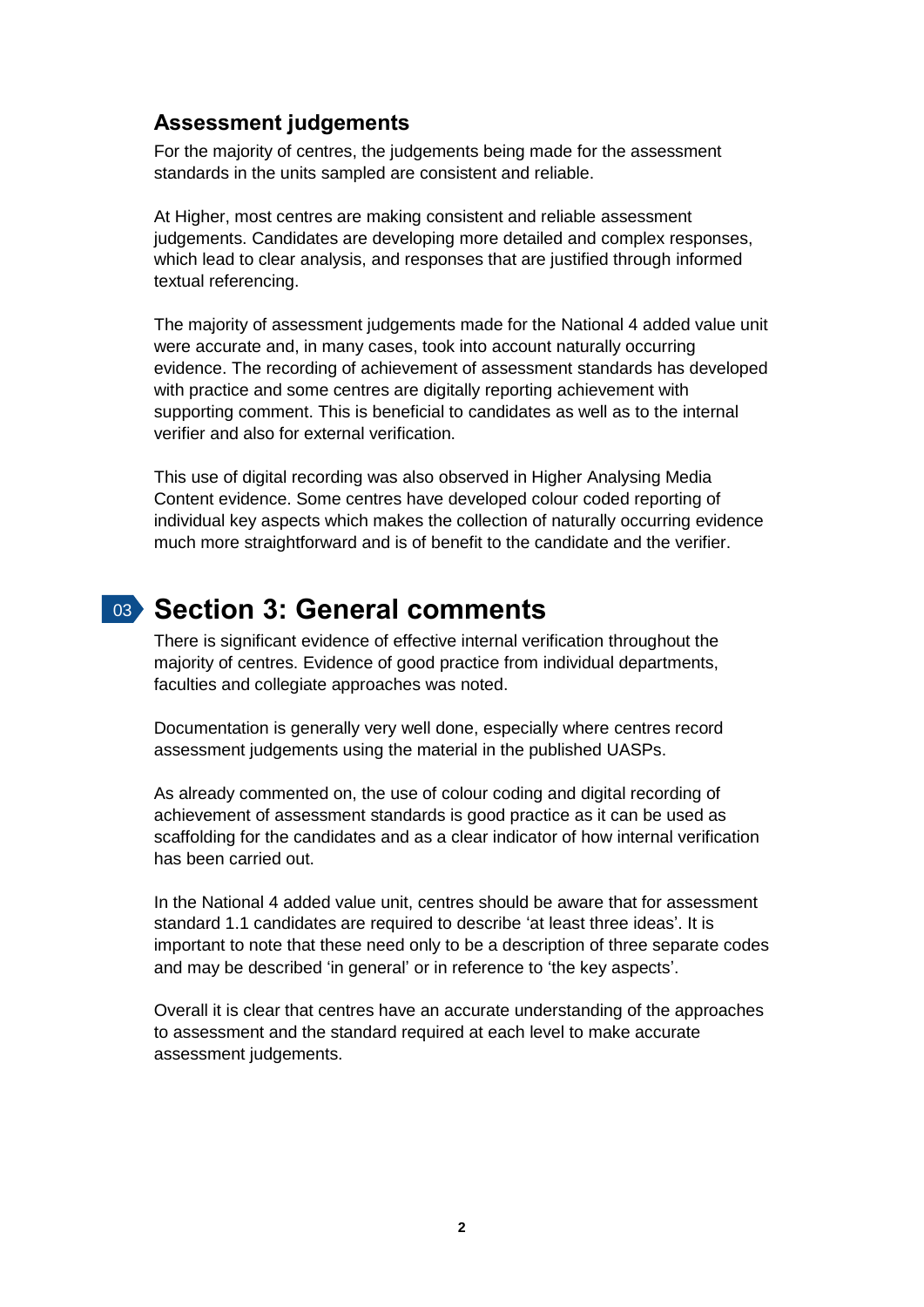### Assessment judgements

For the majority of centres, the judgements being made for the assessment standards in the units sampled are consistent and reliable.

At Higher, most centres are making consistent and reliable assessment judgements. Candidates are developing more detailed and complex responses, which lead to clear analysis, and responses that are justified through informed textual referencing.

The majority of assessment judgements made for the National 4 added value unit were accurate and, in many cases, took into account naturally occurring evidence. The recording of achievement of assessment standards has developed with practice and some centres are digitally reporting achievement with supporting comment. This is beneficial to candidates as well as to the internal verifier and also for external verification.

This use of digital recording was also observed in Higher Analysing Media Content evidence. Some centres have developed colour coded reporting of individual key aspects which makes the collection of naturally occurring evidence much more straightforward and is of benefit to the candidate and the verifier.

## 03 Section 3: General comments

There is significant evidence of effective internal verification throughout the majority of centres. Evidence of good practice from individual departments, faculties and collegiate approaches was noted.

Documentation is generally very well done, especially where centres record assessment judgements using the material in the published UASPs.

As already commented on, the use of colour coding and digital recording of achievement of assessment standards is good practice as it can be used as scaffolding for the candidates and as a clear indicator of how internal verification has been carried out.

In the National 4 added value unit, centres should be aware that for assessment standard 1.1 candidates are required to describe ‘at least three ideas’. It is important to note that these need only to be a description of three separate codes and may be described ‘in general’ or in reference to ‘the key aspects’.

Overall it is clear that centres have an accurate understanding of the approaches to assessment and the standard required at each level to make accurate assessment judgements.